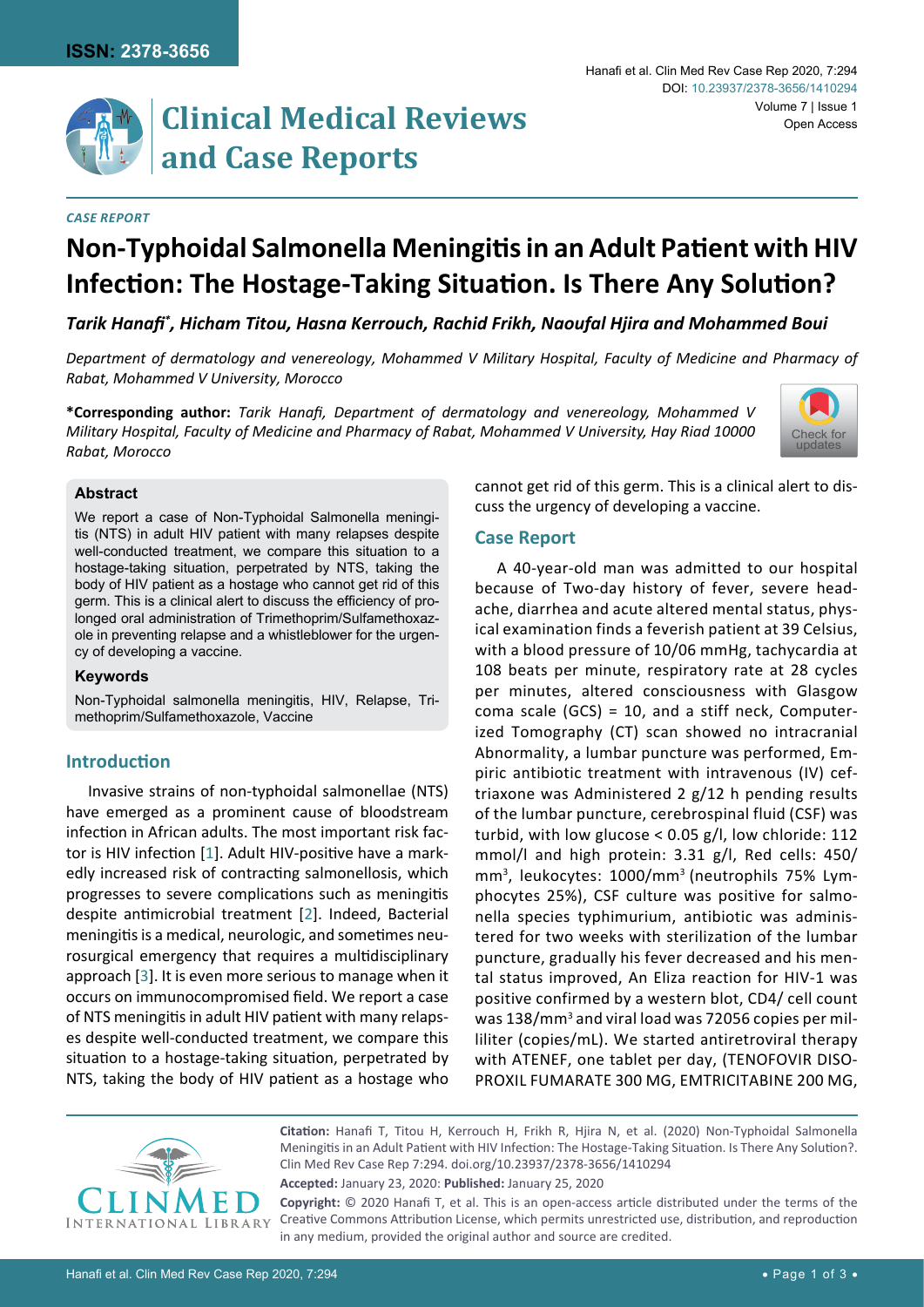*CASE REPORT*

# Non-Typhoidal Salmonella Meningitis in an Adult Patient with HIV Infection: The Hostage-Taking Situation. Is There Any Solution?

***Tarik Hanafi\*, Hicham Titou, Hasna Kerrouch, Rachid Frikh, Naoufal Hjira and Mohammed Boui***

*Department of dermatology and venereology, Mohammed V Military Hospital, Faculty of Medicine and Pharmacy of Rabat, Mohammed V University, Morocco*

**\*Corresponding author:** *Tarik Hanafi, Department of dermatology and venereology, Mohammed V Military Hospital, Faculty of Medicine and Pharmacy of Rabat, Mohammed V University, Hay Riad 10000 Rabat, Morocco*

### Abstract

We report a case of Non-Typhoidal Salmonella meningitis (NTS) in adult HIV patient with many relapses despite well-conducted treatment, we compare this situation to a hostage-taking situation, perpetrated by NTS, taking the body of HIV patient as a hostage who cannot get rid of this germ. This is a clinical alert to discuss the efficiency of prolonged oral administration of Trimethoprim/Sulfamethoxazole in preventing relapse and a whistleblower for the urgency of developing a vaccine.

### Keywords

Non-Typhoidal salmonella meningitis, HIV, Relapse, Trimethoprim/Sulfamethoxazole, Vaccine

## Introduction

Invasive strains of non-typhoidal salmonellae (NTS) have emerged as a prominent cause of bloodstream infection in African adults. The most important risk factor is HIV infection [1]. Adult HIV-positive have a markedly increased risk of contracting salmonellosis, which progresses to severe complications such as meningitis despite antimicrobial treatment [2]. Indeed, Bacterial meningitis is a medical, neurologic, and sometimes neurosurgical emergency that requires a multidisciplinary approach [3]. It is even more serious to manage when it occurs on immunocompromised field. We report a case of NTS meningitis in adult HIV patient with many relapses despite well-conducted treatment, we compare this situation to a hostage-taking situation, perpetrated by NTS, taking the body of HIV patient as a hostage who cannot get rid of this germ. This is a clinical alert to discuss the urgency of developing a vaccine.

## Case Report

A 40-year-old man was admitted to our hospital because of Two-day history of fever, severe headache, diarrhea and acute altered mental status, physical examination finds a feverish patient at 39 Celsius, with a blood pressure of 10/06 mmHg, tachycardia at 108 beats per minute, respiratory rate at 28 cycles per minutes, altered consciousness with Glasgow coma scale (GCS) = 10, and a stiff neck, Computerized Tomography (CT) scan showed no intracranial Abnormality, a lumbar puncture was performed, Empiric antibiotic treatment with intravenous (IV) ceftriaxone was Administered 2 g/12 h pending results of the lumbar puncture, cerebrospinal fluid (CSF) was turbid, with low glucose < 0.05 g/l, low chloride: 112 mmol/l and high protein: 3.31 g/l, Red cells: 450/ $mm^3$, leukocytes: 1000/$mm^3$ (neutrophils 75% Lymphocytes 25%), CSF culture was positive for salmonella species typhimurium, antibiotic was administered for two weeks with sterilization of the lumbar puncture, gradually his fever decreased and his mental status improved, An Eliza reaction for HIV-1 was positive confirmed by a western blot, CD4/ cell count was 138/$mm^3$ and viral load was 72056 copies per milliliter (copies/mL). We started antiretroviral therapy with ATENEF, one tablet per day, (TENOFOVIR DISOPROXIL FUMARATE 300 MG, EMTRICITABINE 200 MG,

**Citation:** Hanafi T, Titou H, Kerrouch H, Frikh R, Hjira N, et al. (2020) Non-Typhoidal Salmonella Meningitis in an Adult Patient with HIV Infection: The Hostage-Taking Situation. Is There Any Solution?. Clin Med Rev Case Rep 7:294. doi.org/10.23937/2378-3656/1410294

**Accepted:** January 23, 2020: **Published:** January 25, 2020

**Copyright:** © 2020 Hanafi T, et al. This is an open-access article distributed under the terms of the Creative Commons Attribution License, which permits unrestricted use, distribution, and reproduction in any medium, provided the original author and source are credited.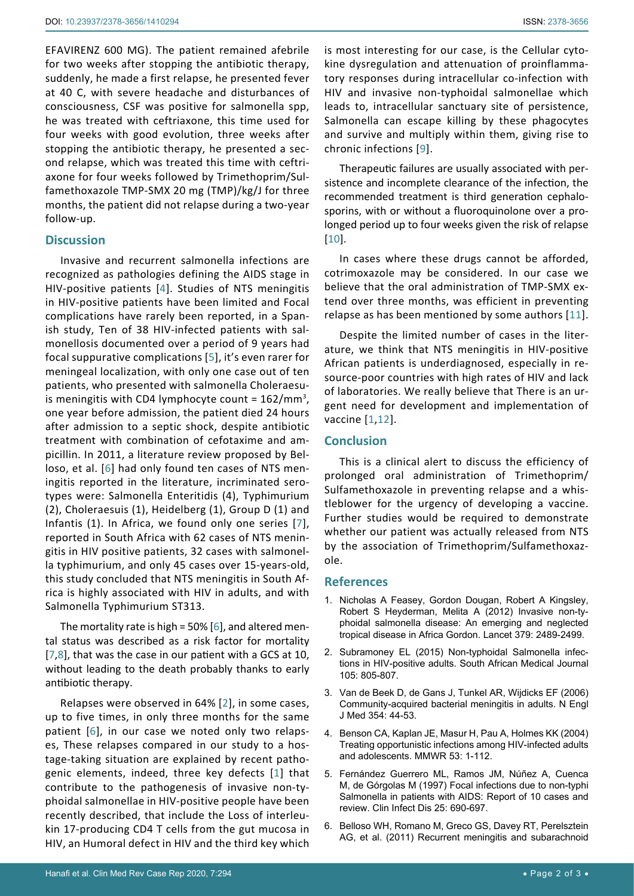EFAVIRENZ 600 MG). The patient remained afebrile for two weeks after stopping the antibiotic therapy, suddenly, he made a first relapse, he presented fever at 40 C, with severe headache and disturbances of consciousness, CSF was positive for salmonella spp, he was treated with ceftriaxone, this time used for four weeks with good evolution, three weeks after stopping the antibiotic therapy, he presented a second relapse, which was treated this time with ceftriaxone for four weeks followed by Trimethoprim/Sulfamethoxazole TMP-SMX 20 mg (TMP)/kg/J for three months, the patient did not relapse during a two-year follow-up.

## Discussion

Invasive and recurrent salmonella infections are recognized as pathologies defining the AIDS stage in HIV-positive patients [4]. Studies of NTS meningitis in HIV-positive patients have been limited and Focal complications have rarely been reported, in a Spanish study, Ten of 38 HIV-infected patients with salmonellosis documented over a period of 9 years had focal suppurative complications [5], it's even rarer for meningeal localization, with only one case out of ten patients, who presented with salmonella Choleraesuis meningitis with CD4 lymphocyte count = 162/mm$^3$, one year before admission, the patient died 24 hours after admission to a septic shock, despite antibiotic treatment with combination of cefotaxime and ampicillin. In 2011, a literature review proposed by Belloso, et al. [6] had only found ten cases of NTS meningitis reported in the literature, incriminated serotypes were: Salmonella Enteritidis (4), Typhimurium (2), Choleraesuis (1), Heidelberg (1), Group D (1) and Infantis (1). In Africa, we found only one series [7], reported in South Africa with 62 cases of NTS meningitis in HIV positive patients, 32 cases with salmonella typhimurium, and only 45 cases over 15-years-old, this study concluded that NTS meningitis in South Africa is highly associated with HIV in adults, and with Salmonella Typhimurium ST313.

The mortality rate is high = 50% [6], and altered mental status was described as a risk factor for mortality [7,8], that was the case in our patient with a GCS at 10, without leading to the death probably thanks to early antibiotic therapy.

Relapses were observed in 64% [2], in some cases, up to five times, in only three months for the same patient [6], in our case we noted only two relapses, These relapses compared in our study to a hostage-taking situation are explained by recent pathogenic elements, indeed, three key defects [1] that contribute to the pathogenesis of invasive non-typhoidal salmonellae in HIV-positive people have been recently described, that include the Loss of interleukin 17-producing CD4 T cells from the gut mucosa in HIV, an Humoral defect in HIV and the third key which is most interesting for our case, is the Cellular cytokine dysregulation and attenuation of proinflammatory responses during intracellular co-infection with HIV and invasive non-typhoidal salmonellae which leads to, intracellular sanctuary site of persistence, Salmonella can escape killing by these phagocytes and survive and multiply within them, giving rise to chronic infections [9].

Therapeutic failures are usually associated with persistence and incomplete clearance of the infection, the recommended treatment is third generation cephalosporins, with or without a fluoroquinolone over a prolonged period up to four weeks given the risk of relapse [10].

In cases where these drugs cannot be afforded, cotrimoxazole may be considered. In our case we believe that the oral administration of TMP-SMX extend over three months, was efficient in preventing relapse as has been mentioned by some authors [11].

Despite the limited number of cases in the literature, we think that NTS meningitis in HIV-positive African patients is underdiagnosed, especially in resource-poor countries with high rates of HIV and lack of laboratories. We really believe that There is an urgent need for development and implementation of vaccine [1,12].

## Conclusion

This is a clinical alert to discuss the efficiency of prolonged oral administration of Trimethoprim/Sulfamethoxazole in preventing relapse and a whistleblower for the urgency of developing a vaccine. Further studies would be required to demonstrate whether our patient was actually released from NTS by the association of Trimethoprim/Sulfamethoxazole.

## References

1. Nicholas A Feasey, Gordon Dougan, Robert A Kingsley, Robert S Heyderman, Melita A (2012) Invasive non-typhoidal salmonella disease: An emerging and neglected tropical disease in Africa Gordon. Lancet 379: 2489-2499.
2. Subramoney EL (2015) Non-typhoidal Salmonella infections in HIV-positive adults. South African Medical Journal 105: 805-807.
3. Van de Beek D, de Gans J, Tunkel AR, Wijdicks EF (2006) Community-acquired bacterial meningitis in adults. N Engl J Med 354: 44-53.
4. Benson CA, Kaplan JE, Masur H, Pau A, Holmes KK (2004) Treating opportunistic infections among HIV-infected adults and adolescents. MMWR 53: 1-112.
5. Fernández Guerrero ML, Ramos JM, Núñez A, Cuenca M, de Górgolas M (1997) Focal infections due to non-typhi Salmonella in patients with AIDS: Report of 10 cases and review. Clin Infect Dis 25: 690-697.
6. Belloso WH, Romano M, Greco GS, Davey RT, Perelsztein AG, et al. (2011) Recurrent meningitis and subarachnoid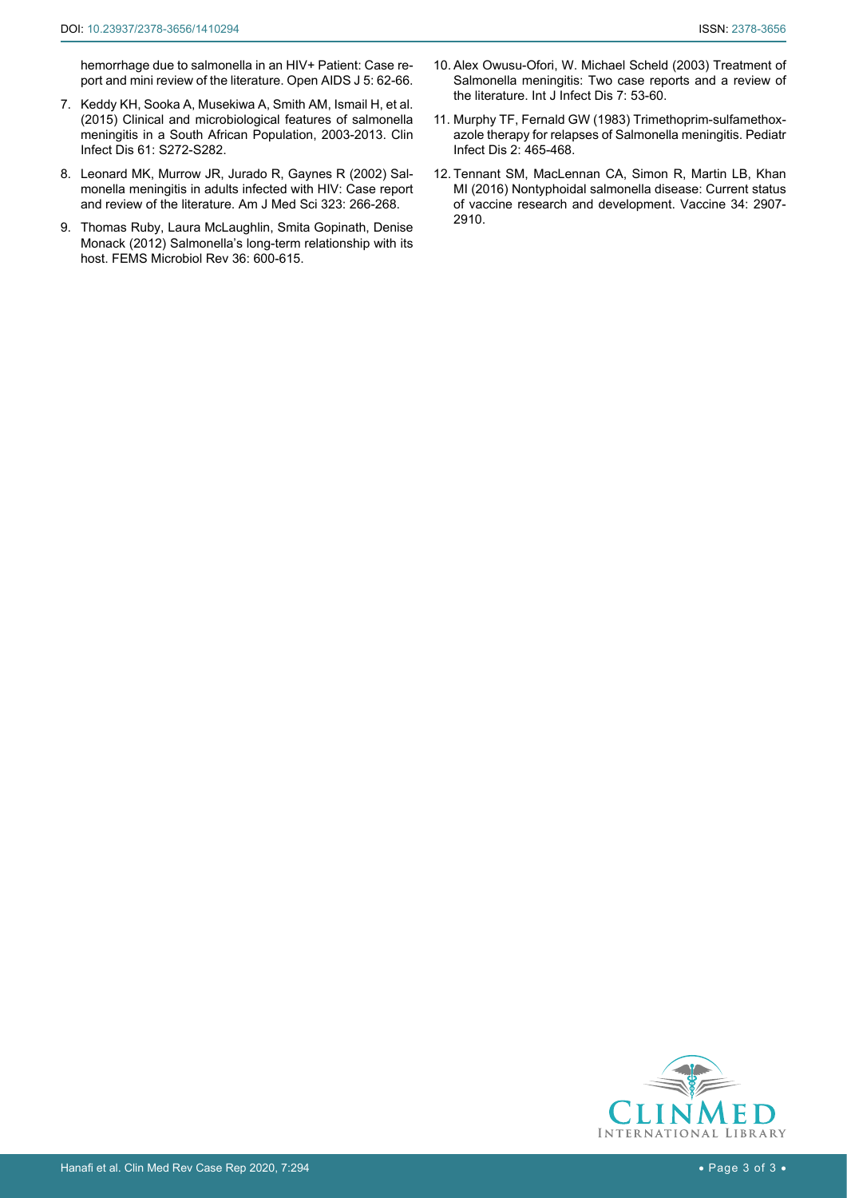hemorrhage due to salmonella in an HIV+ Patient: Case report and mini review of the literature. Open AIDS J 5: 62-66.

7. Keddy KH, Sooka A, Musekiwa A, Smith AM, Ismail H, et al. (2015) Clinical and microbiological features of salmonella meningitis in a South African Population, 2003-2013. Clin Infect Dis 61: S272-S282.
8. Leonard MK, Murrow JR, Jurado R, Gaynes R (2002) Salmonella meningitis in adults infected with HIV: Case report and review of the literature. Am J Med Sci 323: 266-268.
9. Thomas Ruby, Laura McLaughlin, Smita Gopinath, Denise Monack (2012) Salmonella's long-term relationship with its host. FEMS Microbiol Rev 36: 600-615.
10. Alex Owusu-Ofori, W. Michael Scheld (2003) Treatment of Salmonella meningitis: Two case reports and a review of the literature. Int J Infect Dis 7: 53-60.
11. Murphy TF, Fernald GW (1983) Trimethoprim-sulfamethoxazole therapy for relapses of Salmonella meningitis. Pediatr Infect Dis 2: 465-468.
12. Tennant SM, MacLennan CA, Simon R, Martin LB, Khan MI (2016) Nontyphoidal salmonella disease: Current status of vaccine research and development. Vaccine 34: 2907-2910.